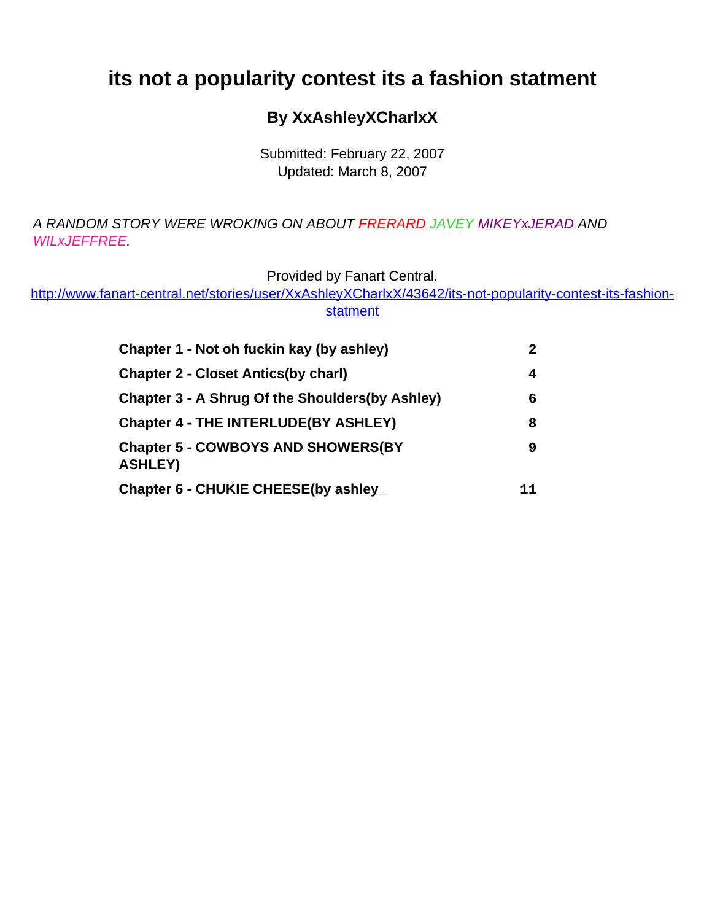# its not a popularity contest its a fashion statment

## By XxAshleyXCharlxX

Submitted: February 22, 2007
Updated: March 8, 2007

*A RANDOM STORY WERE WROKING ON ABOUT FRERARD JAVEY MIKEYxJERAD AND WILxJEFFREE.*

Provided by Fanart Central.
http://www.fanart-central.net/stories/user/XxAshleyXCharlxX/43642/its-not-popularity-contest-its-fashion-statment

| | |
|---|---|
| **Chapter 1 - Not oh fuckin kay (by ashley)** | **2** |
| **Chapter 2 - Closet Antics(by charl)** | **4** |
| **Chapter 3 - A Shrug Of the Shoulders(by Ashley)** | **6** |
| **Chapter 4 - THE INTERLUDE(BY ASHLEY)** | **8** |
| **Chapter 5 - COWBOYS AND SHOWERS(BY ASHLEY)** | **9** |
| **Chapter 6 - CHUKIE CHEESE(by ashley_** | **11** |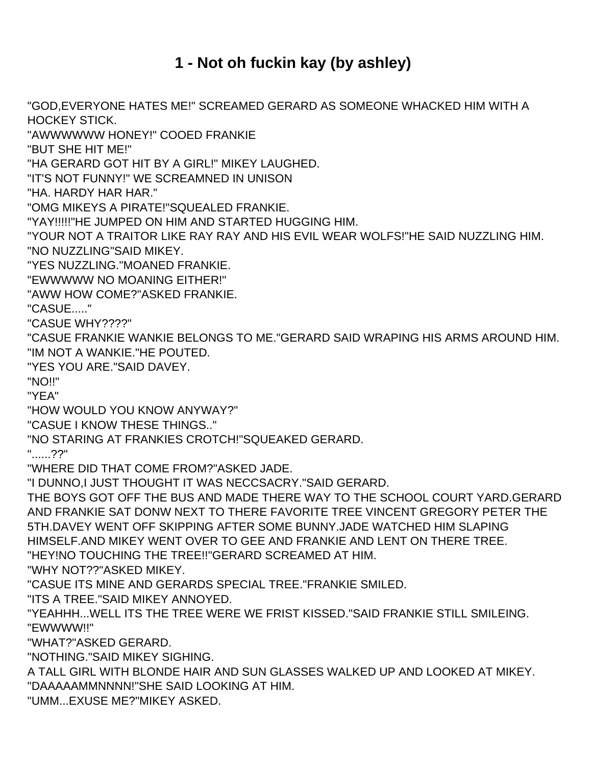# 1 - Not oh fuckin kay (by ashley)

"GOD,EVERYONE HATES ME!" SCREAMED GERARD AS SOMEONE WHACKED HIM WITH A HOCKEY STICK.
"AWWWWWW HONEY!" COOED FRANKIE
"BUT SHE HIT ME!"
"HA GERARD GOT HIT BY A GIRL!" MIKEY LAUGHED.
"IT'S NOT FUNNY!" WE SCREAMNED IN UNISON
"HA. HARDY HAR HAR."
"OMG MIKEYS A PIRATE!"SQUEALED FRANKIE.
"YAY!!!!!"HE JUMPED ON HIM AND STARTED HUGGING HIM.
"YOUR NOT A TRAITOR LIKE RAY RAY AND HIS EVIL WEAR WOLFS!"HE SAID NUZZLING HIM.
"NO NUZZLING"SAID MIKEY.
"YES NUZZLING."MOANED FRANKIE.
"EWWWWW NO MOANING EITHER!"
"AWW HOW COME?"ASKED FRANKIE.
"CASUE....."
"CASUE WHY????"
"CASUE FRANKIE WANKIE BELONGS TO ME."GERARD SAID WRAPING HIS ARMS AROUND HIM.
"IM NOT A WANKIE."HE POUTED.
"YES YOU ARE."SAID DAVEY.
"NO!!"
"YEA"
"HOW WOULD YOU KNOW ANYWAY?"
"CASUE I KNOW THESE THINGS.."
"NO STARING AT FRANKIES CROTCH!"SQUEAKED GERARD.
"......??"
"WHERE DID THAT COME FROM?"ASKED JADE.
"I DUNNO,I JUST THOUGHT IT WAS NECCSACRY."SAID GERARD.
THE BOYS GOT OFF THE BUS AND MADE THERE WAY TO THE SCHOOL COURT YARD.GERARD AND FRANKIE SAT DONW NEXT TO THERE FAVORITE TREE VINCENT GREGORY PETER THE 5TH.DAVEY WENT OFF SKIPPING AFTER SOME BUNNY.JADE WATCHED HIM SLAPING HIMSELF.AND MIKEY WENT OVER TO GEE AND FRANKIE AND LENT ON THERE TREE.
"HEY!NO TOUCHING THE TREE!!"GERARD SCREAMED AT HIM.
"WHY NOT??"ASKED MIKEY.
"CASUE ITS MINE AND GERARDS SPECIAL TREE."FRANKIE SMILED.
"ITS A TREE."SAID MIKEY ANNOYED.
"YEAHHH...WELL ITS THE TREE WERE WE FRIST KISSED."SAID FRANKIE STILL SMILEING.
"EWWWW!!"
"WHAT?"ASKED GERARD.
"NOTHING."SAID MIKEY SIGHING.
A TALL GIRL WITH BLONDE HAIR AND SUN GLASSES WALKED UP AND LOOKED AT MIKEY.
"DAAAAAMMNNNN!"SHE SAID LOOKING AT HIM.
"UMM...EXUSE ME?"MIKEY ASKED.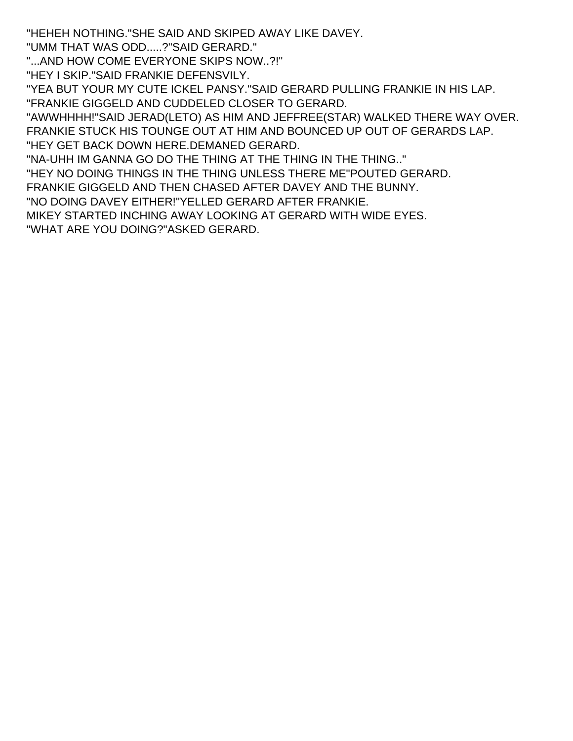"HEHEH NOTHING."SHE SAID AND SKIPED AWAY LIKE DAVEY.

"UMM THAT WAS ODD.....?"SAID GERARD."

"...AND HOW COME EVERYONE SKIPS NOW..?!"

"HEY I SKIP."SAID FRANKIE DEFENSVILY.

"YEA BUT YOUR MY CUTE ICKEL PANSY."SAID GERARD PULLING FRANKIE IN HIS LAP.

"FRANKIE GIGGELD AND CUDDELED CLOSER TO GERARD.

"AWWHHHH!"SAID JERAD(LETO) AS HIM AND JEFFREE(STAR) WALKED THERE WAY OVER.

FRANKIE STUCK HIS TOUNGE OUT AT HIM AND BOUNCED UP OUT OF GERARDS LAP.

"HEY GET BACK DOWN HERE.DEMANED GERARD.

"NA-UHH IM GANNA GO DO THE THING AT THE THING IN THE THING.."

"HEY NO DOING THINGS IN THE THING UNLESS THERE ME"POUTED GERARD.

FRANKIE GIGGELD AND THEN CHASED AFTER DAVEY AND THE BUNNY.

"NO DOING DAVEY EITHER!"YELLED GERARD AFTER FRANKIE.

MIKEY STARTED INCHING AWAY LOOKING AT GERARD WITH WIDE EYES.

"WHAT ARE YOU DOING?"ASKED GERARD.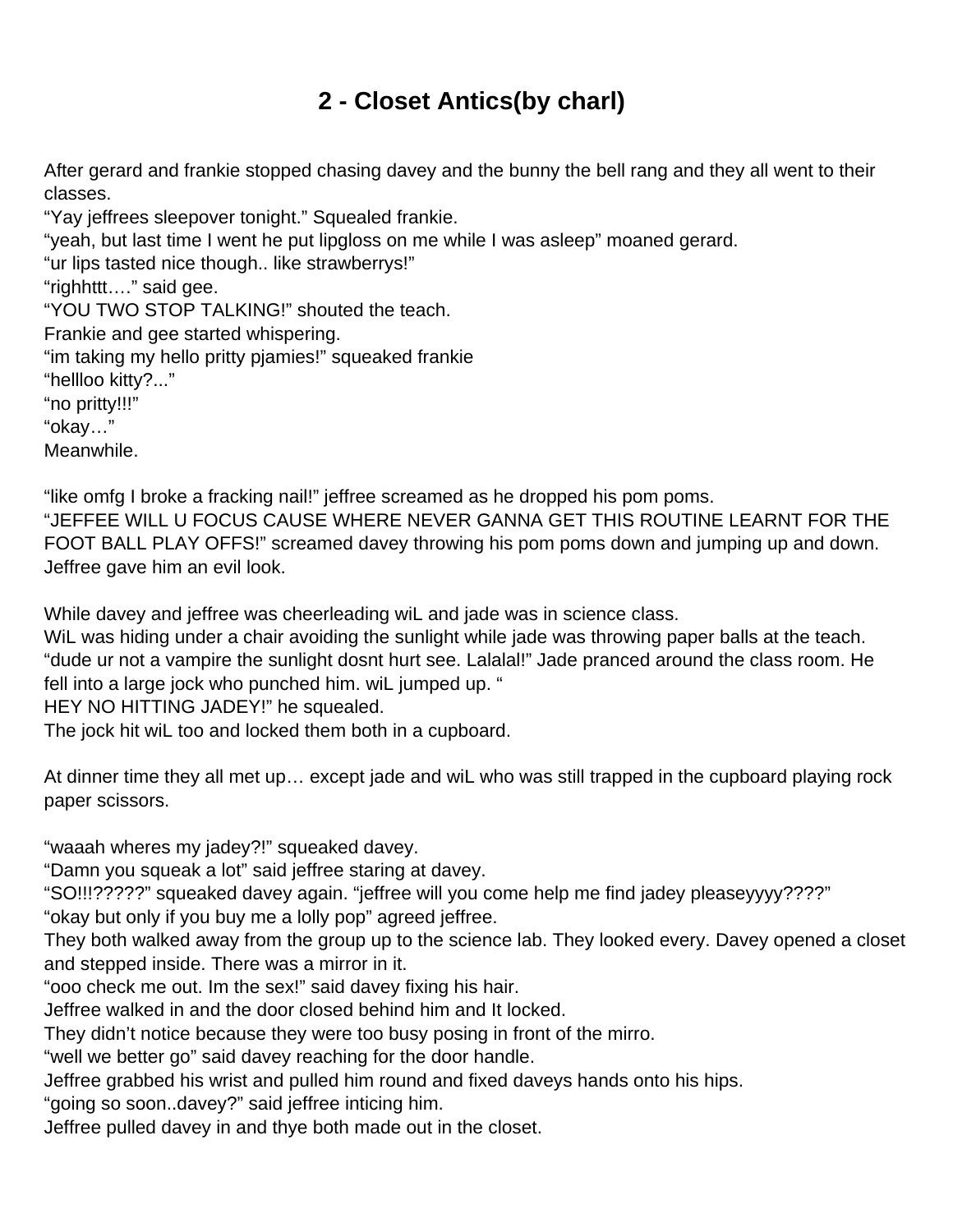# 2 - Closet Antics(by charl)

After gerard and frankie stopped chasing davey and the bunny the bell rang and they all went to their classes.
“Yay jeffrees sleepover tonight.” Squealed frankie.
“yeah, but last time I went he put lipgloss on me while I was asleep” moaned gerard.
“ur lips tasted nice though.. like strawberrys!”
“righhttt….” said gee.
“YOU TWO STOP TALKING!” shouted the teach.
Frankie and gee started whispering.
“im taking my hello pritty pjamies!” squeaked frankie
“hellloo kitty?...”
“no pritty!!!”
“okay…”
Meanwhile.

“like omfg I broke a fracking nail!” jeffree screamed as he dropped his pom poms.
“JEFFEE WILL U FOCUS CAUSE WHERE NEVER GANNA GET THIS ROUTINE LEARNT FOR THE FOOT BALL PLAY OFFS!” screamed davey throwing his pom poms down and jumping up and down.
Jeffree gave him an evil look.

While davey and jeffree was cheerleading wiL and jade was in science class.
WiL was hiding under a chair avoiding the sunlight while jade was throwing paper balls at the teach.
“dude ur not a vampire the sunlight dosnt hurt see. Lalalal!” Jade pranced around the class room. He fell into a large jock who punched him. wiL jumped up. “
HEY NO HITTING JADEY!” he squealed.
The jock hit wiL too and locked them both in a cupboard.

At dinner time they all met up… except jade and wiL who was still trapped in the cupboard playing rock paper scissors.

“waaah wheres my jadey?!” squeaked davey.
“Damn you squeak a lot” said jeffree staring at davey.
“SO!!!?????” squeaked davey again. “jeffree will you come help me find jadey pleaseyyyy????”
“okay but only if you buy me a lolly pop” agreed jeffree.
They both walked away from the group up to the science lab. They looked every. Davey opened a closet and stepped inside. There was a mirror in it.
“ooo check me out. Im the sex!” said davey fixing his hair.
Jeffree walked in and the door closed behind him and It locked.
They didn’t notice because they were too busy posing in front of the mirro.
“well we better go” said davey reaching for the door handle.
Jeffree grabbed his wrist and pulled him round and fixed daveys hands onto his hips.
“going so soon..davey?” said jeffree inticing him.
Jeffree pulled davey in and thye both made out in the closet.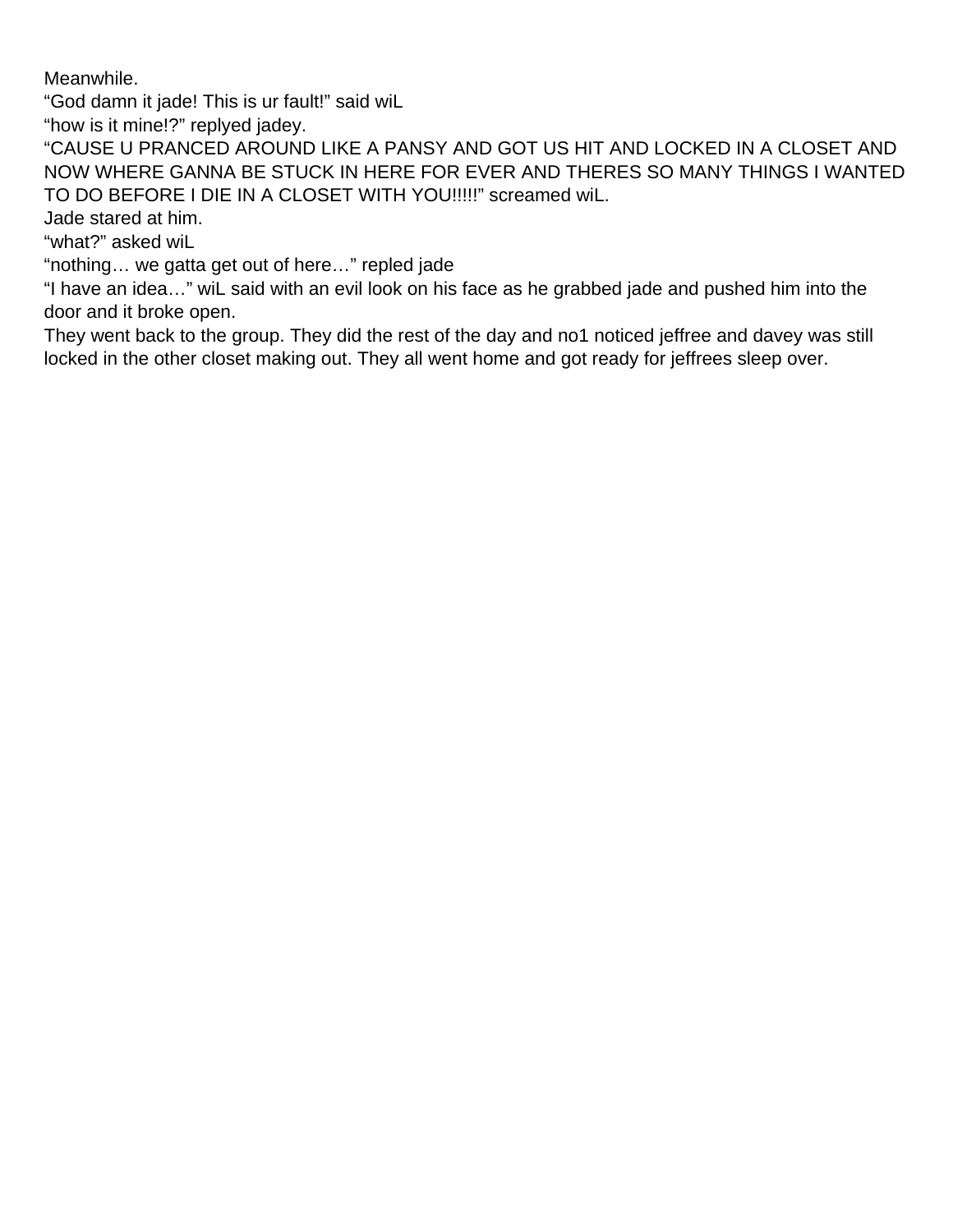Meanwhile.

“God damn it jade! This is ur fault!” said wiL

“how is it mine!?” replyed jadey.

“CAUSE U PRANCED AROUND LIKE A PANSY AND GOT US HIT AND LOCKED IN A CLOSET AND NOW WHERE GANNA BE STUCK IN HERE FOR EVER AND THERES SO MANY THINGS I WANTED TO DO BEFORE I DIE IN A CLOSET WITH YOU!!!!!” screamed wiL.

Jade stared at him.

“what?” asked wiL

“nothing… we gatta get out of here…” repled jade

“I have an idea…” wiL said with an evil look on his face as he grabbed jade and pushed him into the door and it broke open.

They went back to the group. They did the rest of the day and no1 noticed jeffree and davey was still locked in the other closet making out. They all went home and got ready for jeffrees sleep over.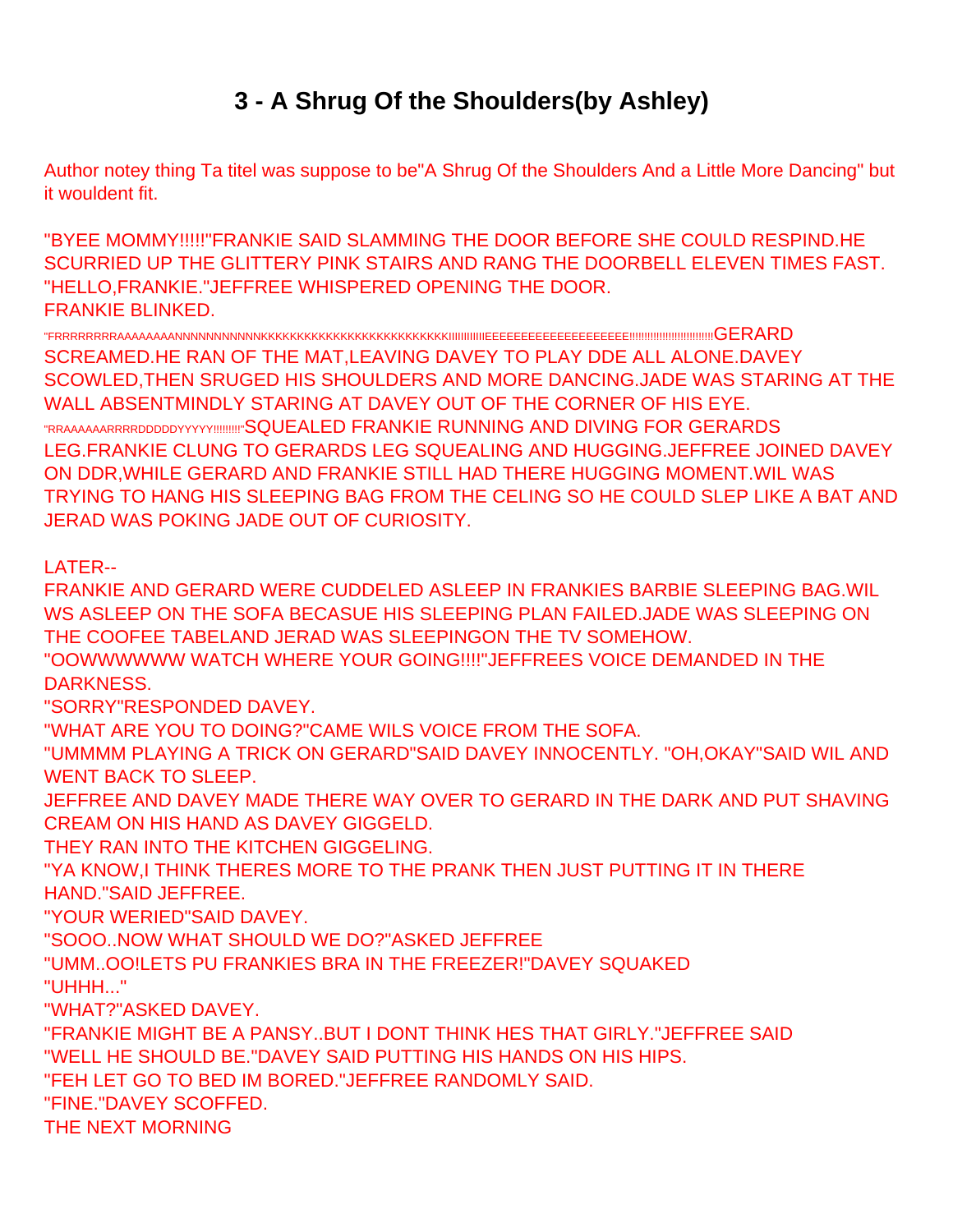# 3 - A Shrug Of the Shoulders(by Ashley)

Author notey thing Ta titel was suppose to be"A Shrug Of the Shoulders And a Little More Dancing" but it wouldent fit.

"BYEE MOMMY!!!!!"FRANKIE SAID SLAMMING THE DOOR BEFORE SHE COULD RESPIND.HE SCURRIED UP THE GLITTERY PINK STAIRS AND RANG THE DOORBELL ELEVEN TIMES FAST. "HELLO,FRANKIE."JEFFREE WHISPERED OPENING THE DOOR.
FRANKIE BLINKED.
"FRRRRRRRRAAAAAAAAANNNNNNNNNNKKKKKKKKKKKKKKKKKKKKKKKKKKIIIIIIIIIIIEEEEEEEEEEEEEEEEEEEE!!!!!!!!!!!!!!!!!!!!!!!!!!GERARD SCREAMED.HE RAN OF THE MAT,LEAVING DAVEY TO PLAY DDE ALL ALONE.DAVEY SCOWLED,THEN SRUGED HIS SHOULDERS AND MORE DANCING.JADE WAS STARING AT THE WALL ABSENTMINDLY STARING AT DAVEY OUT OF THE CORNER OF HIS EYE.
"RRAAAAAAARRRRDDDDDYYYYY!!!!!!!!!"SQUEALED FRANKIE RUNNING AND DIVING FOR GERARDS LEG.FRANKIE CLUNG TO GERARDS LEG SQUEALING AND HUGGING.JEFFREE JOINED DAVEY ON DDR,WHILE GERARD AND FRANKIE STILL HAD THERE HUGGING MOMENT.WIL WAS TRYING TO HANG HIS SLEEPING BAG FROM THE CELING SO HE COULD SLEP LIKE A BAT AND JERAD WAS POKING JADE OUT OF CURIOSITY.

LATER--
FRANKIE AND GERARD WERE CUDDELED ASLEEP IN FRANKIES BARBIE SLEEPING BAG.WIL WS ASLEEP ON THE SOFA BECASUE HIS SLEEPING PLAN FAILED.JADE WAS SLEEPING ON THE COOFEE TABELAND JERAD WAS SLEEPINGON THE TV SOMEHOW.
"OOWWWWWWW WATCH WHERE YOUR GOING!!!!"JEFFREES VOICE DEMANDED IN THE DARKNESS.
"SORRY"RESPONDED DAVEY.
"WHAT ARE YOU TO DOING?"CAME WILS VOICE FROM THE SOFA.
"UMMMM PLAYING A TRICK ON GERARD"SAID DAVEY INNOCENTLY. "OH,OKAY"SAID WIL AND WENT BACK TO SLEEP.
JEFFREE AND DAVEY MADE THERE WAY OVER TO GERARD IN THE DARK AND PUT SHAVING CREAM ON HIS HAND AS DAVEY GIGGELD.
THEY RAN INTO THE KITCHEN GIGGELING.
"YA KNOW,I THINK THERES MORE TO THE PRANK THEN JUST PUTTING IT IN THERE HAND."SAID JEFFREE.
"YOUR WERIED"SAID DAVEY.
"SOOO..NOW WHAT SHOULD WE DO?"ASKED JEFFREE
"UMM..OO!LETS PU FRANKIES BRA IN THE FREEZER!"DAVEY SQUAKED
"UHHH..."
"WHAT?"ASKED DAVEY.
"FRANKIE MIGHT BE A PANSY..BUT I DONT THINK HES THAT GIRLY."JEFFREE SAID
"WELL HE SHOULD BE."DAVEY SAID PUTTING HIS HANDS ON HIS HIPS.
"FEH LET GO TO BED IM BORED."JEFFREE RANDOMLY SAID.
"FINE."DAVEY SCOFFED.
THE NEXT MORNING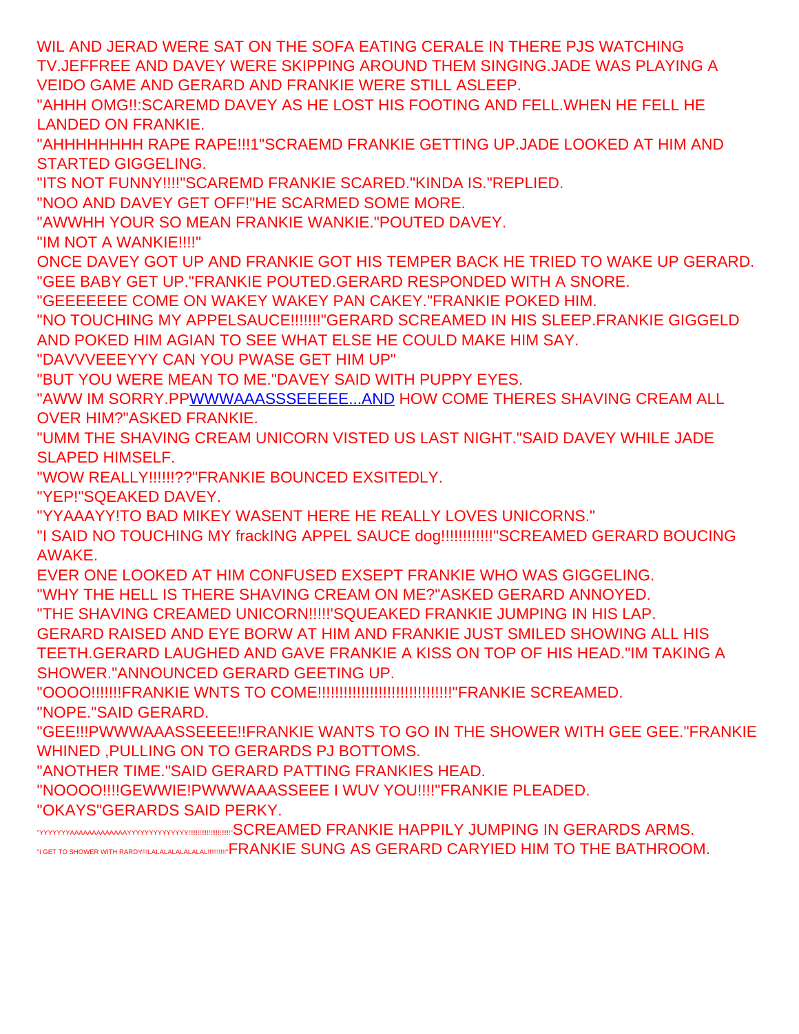WIL AND JERAD WERE SAT ON THE SOFA EATING CERALE IN THERE PJS WATCHING TV.JEFFREE AND DAVEY WERE SKIPPING AROUND THEM SINGING.JADE WAS PLAYING A VEIDO GAME AND GERARD AND FRANKIE WERE STILL ASLEEP.

"AHHH OMG!!:SCAREMD DAVEY AS HE LOST HIS FOOTING AND FELL.WHEN HE FELL HE LANDED ON FRANKIE.

"AHHHHHHHH RAPE RAPE!!!1"SCRAEMD FRANKIE GETTING UP.JADE LOOKED AT HIM AND STARTED GIGGELING.

"ITS NOT FUNNY!!!!"SCAREMD FRANKIE SCARED."KINDA IS."REPLIED.

"NOO AND DAVEY GET OFF!"HE SCARMED SOME MORE.

"AWWHH YOUR SO MEAN FRANKIE WANKIE."POUTED DAVEY.

"IM NOT A WANKIE!!!!"

ONCE DAVEY GOT UP AND FRANKIE GOT HIS TEMPER BACK HE TRIED TO WAKE UP GERARD.

"GEE BABY GET UP."FRANKIE POUTED.GERARD RESPONDED WITH A SNORE.

"GEEEEEEE COME ON WAKEY WAKEY PAN CAKEY."FRANKIE POKED HIM.

"NO TOUCHING MY APPELSAUCE!!!!!!!"GERARD SCREAMED IN HIS SLEEP.FRANKIE GIGGELD AND POKED HIM AGIAN TO SEE WHAT ELSE HE COULD MAKE HIM SAY.

"DAVVVEEEYYY CAN YOU PWASE GET HIM UP"

"BUT YOU WERE MEAN TO ME."DAVEY SAID WITH PUPPY EYES.

"AWW IM SORRY.PPWWWAAASSSEEEEE...AND HOW COME THERES SHAVING CREAM ALL OVER HIM?"ASKED FRANKIE.

"UMM THE SHAVING CREAM UNICORN VISTED US LAST NIGHT."SAID DAVEY WHILE JADE SLAPED HIMSELF.

"WOW REALLY!!!!!!??"FRANKIE BOUNCED EXSITEDLY.

"YEP!"SQEAKED DAVEY.

"YYAAAYY!TO BAD MIKEY WASENT HERE HE REALLY LOVES UNICORNS."

"I SAID NO TOUCHING MY frackING APPEL SAUCE dog!!!!!!!!!!!"SCREAMED GERARD BOUCING AWAKE.

EVER ONE LOOKED AT HIM CONFUSED EXSEPT FRANKIE WHO WAS GIGGELING.

"WHY THE HELL IS THERE SHAVING CREAM ON ME?"ASKED GERARD ANNOYED.

"THE SHAVING CREAMED UNICORN!!!!!'SQUEAKED FRANKIE JUMPING IN HIS LAP.

GERARD RAISED AND EYE BORW AT HIM AND FRANKIE JUST SMILED SHOWING ALL HIS TEETH.GERARD LAUGHED AND GAVE FRANKIE A KISS ON TOP OF HIS HEAD."IM TAKING A SHOWER."ANNOUNCED GERARD GEETING UP.

"OOOO!!!!!!!FRANKIE WNTS TO COME!!!!!!!!!!!!!!!!!!!!!!!!!!!!!!"FRANKIE SCREAMED.

"NOPE."SAID GERARD.

"GEE!!!PWWWAAASSEEEE!!FRANKIE WANTS TO GO IN THE SHOWER WITH GEE GEE."FRANKIE WHINED ,PULLING ON TO GERARDS PJ BOTTOMS.

"ANOTHER TIME."SAID GERARD PATTING FRANKIES HEAD.

"NOOOO!!!!GEWWIE!PWWWAAASSEEE I WUV YOU!!!!"FRANKIE PLEADED.

"OKAYS"GERARDS SAID PERKY.

"YYYYYYYAAAAAAAAAAAAAYYYYYYYYYYYYY!!!!!!!!!!!!!!!!!!!"SCREAMED FRANKIE HAPPILY JUMPING IN GERARDS ARMS.

"I GET TO SHOWER WITH RARDY!!!LALALALALALALAL!!!!!!!!"FRANKIE SUNG AS GERARD CARYIED HIM TO THE BATHROOM.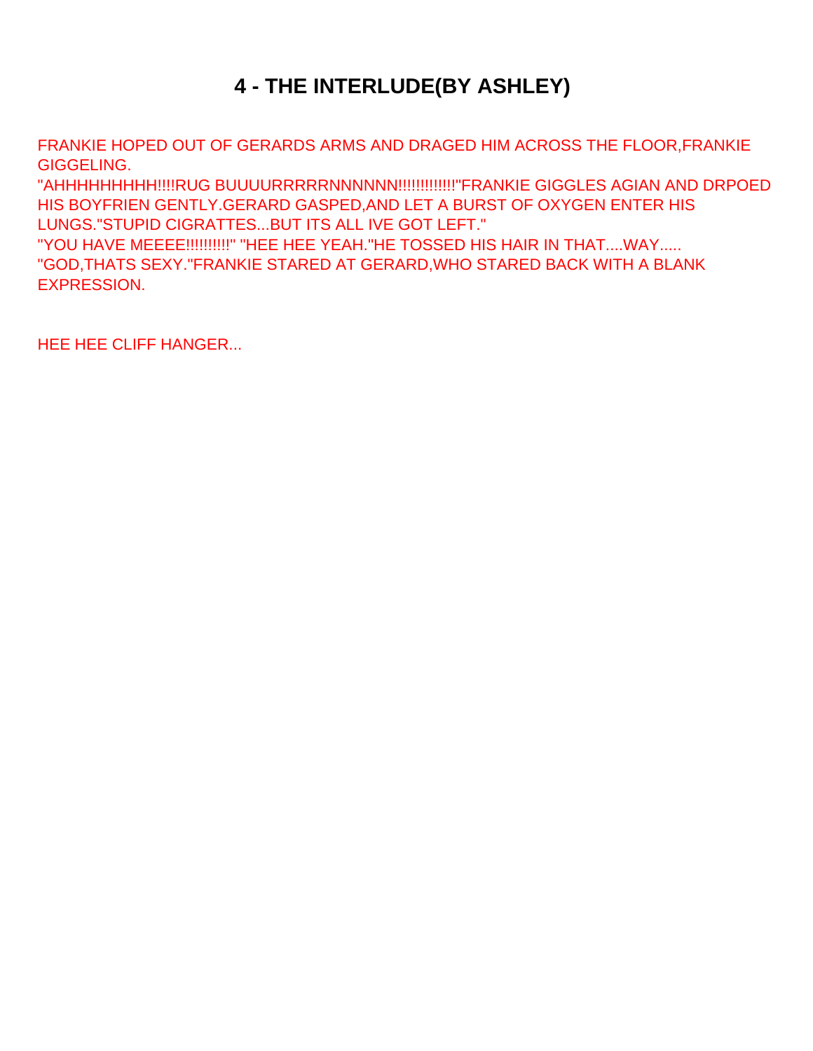# 4 - THE INTERLUDE(BY ASHLEY)

FRANKIE HOPED OUT OF GERARDS ARMS AND DRAGED HIM ACROSS THE FLOOR,FRANKIE GIGGELING.
"AHHHHHHHHHH!!!!RUG BUUUURRRRRNNNNNN!!!!!!!!!!!!!"FRANKIE GIGGLES AGIAN AND DRPOED HIS BOYFRIEN GENTLY.GERARD GASPED,AND LET A BURST OF OXYGEN ENTER HIS LUNGS."STUPID CIGRATTES...BUT ITS ALL IVE GOT LEFT."
"YOU HAVE MEEEE!!!!!!!!!!" "HEE HEE YEAH."HE TOSSED HIS HAIR IN THAT....WAY..... "GOD,THATS SEXY."FRANKIE STARED AT GERARD,WHO STARED BACK WITH A BLANK EXPRESSION.

HEE HEE CLIFF HANGER...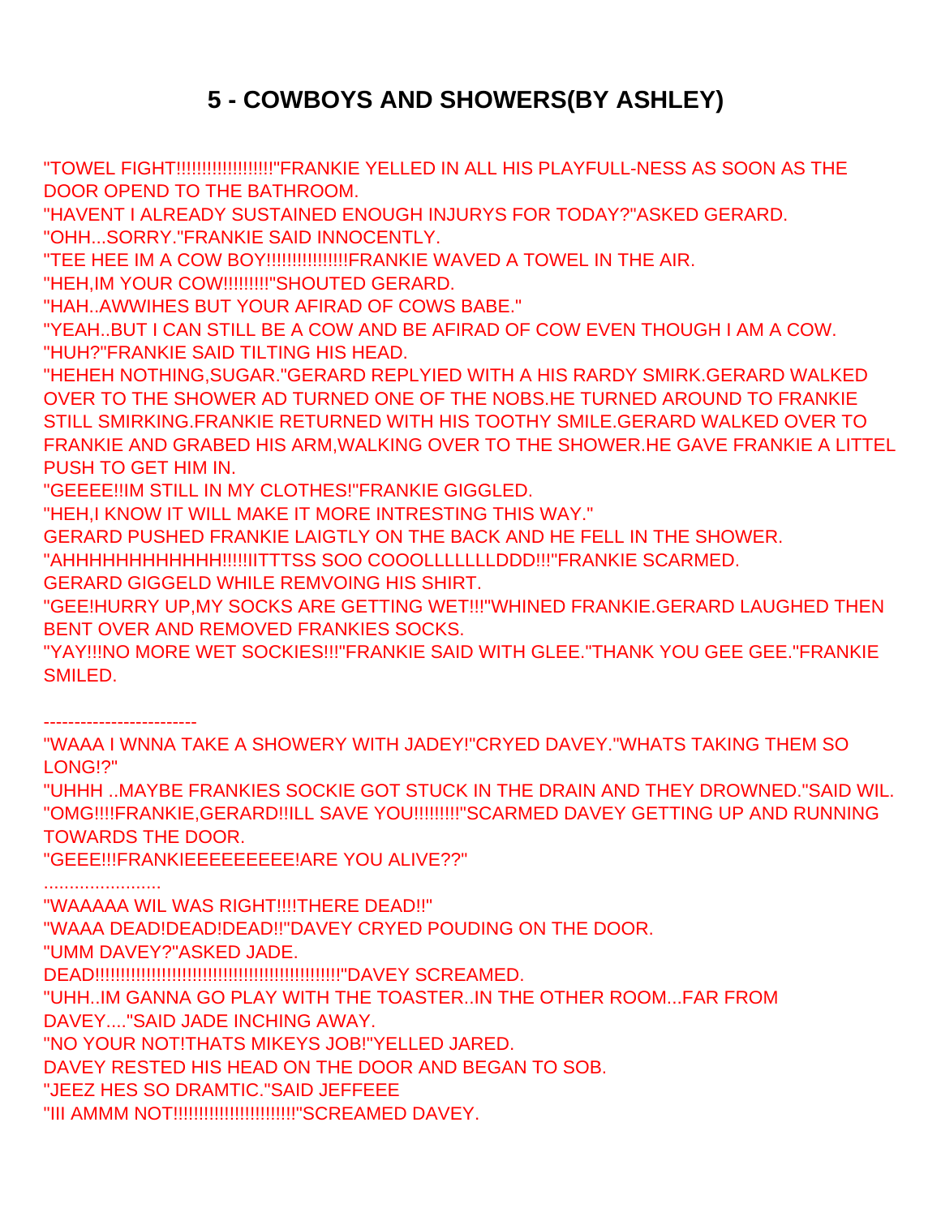# 5 - COWBOYS AND SHOWERS(BY ASHLEY)

"TOWEL FIGHT!!!!!!!!!!!!!!!!!!"FRANKIE YELLED IN ALL HIS PLAYFULL-NESS AS SOON AS THE DOOR OPEND TO THE BATHROOM.
"HAVENT I ALREADY SUSTAINED ENOUGH INJURYS FOR TODAY?"ASKED GERARD.
"OHH...SORRY."FRANKIE SAID INNOCENTLY.
"TEE HEE IM A COW BOY!!!!!!!!!!!!!!!!FRANKIE WAVED A TOWEL IN THE AIR.
"HEH,IM YOUR COW!!!!!!!!!"SHOUTED GERARD.
"HAH..AWWIHES BUT YOUR AFIRAD OF COWS BABE."
"YEAH..BUT I CAN STILL BE A COW AND BE AFIRAD OF COW EVEN THOUGH I AM A COW.
"HUH?"FRANKIE SAID TILTING HIS HEAD.
"HEHEH NOTHING,SUGAR."GERARD REPLYIED WITH A HIS RARDY SMIRK.GERARD WALKED OVER TO THE SHOWER AD TURNED ONE OF THE NOBS.HE TURNED AROUND TO FRANKIE STILL SMIRKING.FRANKIE RETURNED WITH HIS TOOTHY SMILE.GERARD WALKED OVER TO FRANKIE AND GRABED HIS ARM,WALKING OVER TO THE SHOWER.HE GAVE FRANKIE A LITTEL PUSH TO GET HIM IN.
"GEEEE!!IM STILL IN MY CLOTHES!"FRANKIE GIGGLED.
"HEH,I KNOW IT WILL MAKE IT MORE INTRESTING THIS WAY."
GERARD PUSHED FRANKIE LAIGTLY ON THE BACK AND HE FELL IN THE SHOWER.
"AHHHHHHHHHHHH!!!!!IITTTSS SOO COOOLLLLLLLDDD!!!"FRANKIE SCARMED.
GERARD GIGGELD WHILE REMVOING HIS SHIRT.
"GEE!HURRY UP,MY SOCKS ARE GETTING WET!!!"WHINED FRANKIE.GERARD LAUGHED THEN BENT OVER AND REMOVED FRANKIES SOCKS.
"YAY!!!NO MORE WET SOCKIES!!!"FRANKIE SAID WITH GLEE."THANK YOU GEE GEE."FRANKIE SMILED.

-------------------------

"WAAA I WNNA TAKE A SHOWERY WITH JADEY!"CRYED DAVEY."WHATS TAKING THEM SO LONG!?"
"UHHH ..MAYBE FRANKIES SOCKIE GOT STUCK IN THE DRAIN AND THEY DROWNED."SAID WIL.
"OMG!!!!FRANKIE,GERARD!!ILL SAVE YOU!!!!!!!!!"SCARMED DAVEY GETTING UP AND RUNNING TOWARDS THE DOOR.
"GEEE!!!FRANKIEEEEEEEEEE!ARE YOU ALIVE??"
.......................
"WAAAAA WIL WAS RIGHT!!!!THERE DEAD!!"
"WAAA DEAD!DEAD!DEAD!!"DAVEY CRYED POUDING ON THE DOOR.
"UMM DAVEY?"ASKED JADE.
DEAD!!!!!!!!!!!!!!!!!!!!!!!!!!!!!!!!!!!!!!!!!!!!!!!"DAVEY SCREAMED.
"UHH..IM GANNA GO PLAY WITH THE TOASTER..IN THE OTHER ROOM...FAR FROM DAVEY...."SAID JADE INCHING AWAY.
"NO YOUR NOT!THATS MIKEYS JOB!"YELLED JARED.
DAVEY RESTED HIS HEAD ON THE DOOR AND BEGAN TO SOB.
"JEEZ HES SO DRAMTIC."SAID JEFFEEE
"III AMMM NOT!!!!!!!!!!!!!!!!!!!!!!!"SCREAMED DAVEY.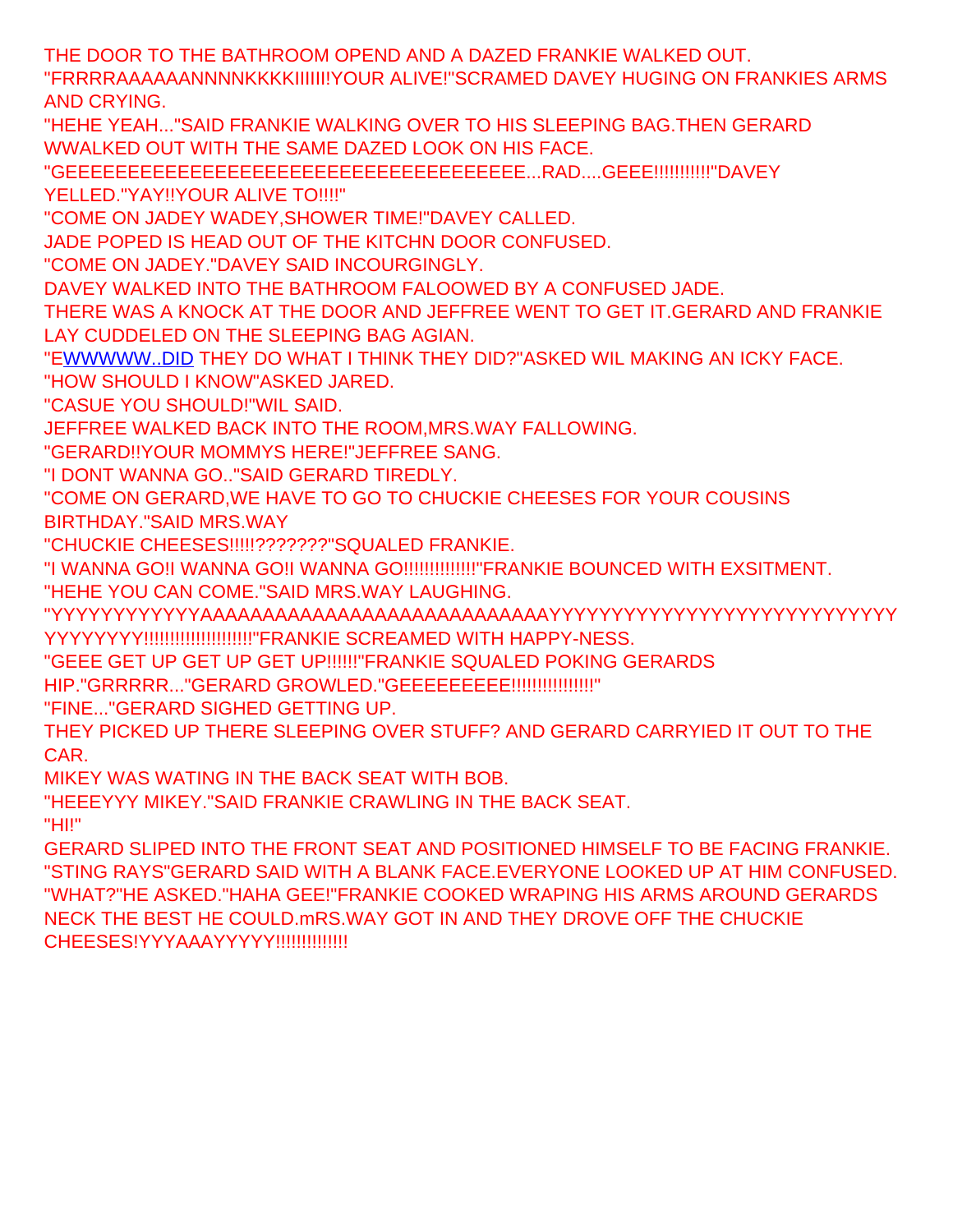THE DOOR TO THE BATHROOM OPEND AND A DAZED FRANKIE WALKED OUT.

"FRRRRAAAAAAANNNNKKKKIIIIII!YOUR ALIVE!"SCRAMED DAVEY HUGING ON FRANKIES ARMS AND CRYING.

"HEHE YEAH..."SAID FRANKIE WALKING OVER TO HIS SLEEPING BAG.THEN GERARD WWALKED OUT WITH THE SAME DAZED LOOK ON HIS FACE.

"GEEEEEEEEEEEEEEEEEEEEEEEEEEEEEEEEEEEEEE...RAD....GEEE!!!!!!!!!!"DAVEY YELLED."YAY!!YOUR ALIVE TO!!!!"

"COME ON JADEY WADEY,SHOWER TIME!"DAVEY CALLED.

JADE POPED IS HEAD OUT OF THE KITCHN DOOR CONFUSED.

"COME ON JADEY."DAVEY SAID INCOURGINGLY.

DAVEY WALKED INTO THE BATHROOM FALOOWED BY A CONFUSED JADE.

THERE WAS A KNOCK AT THE DOOR AND JEFFREE WENT TO GET IT.GERARD AND FRANKIE LAY CUDDELED ON THE SLEEPING BAG AGIAN.

"EWWWWWW..DID THEY DO WHAT I THINK THEY DID?"ASKED WIL MAKING AN ICKY FACE.

"HOW SHOULD I KNOW"ASKED JARED.

"CASUE YOU SHOULD!"WIL SAID.

JEFFREE WALKED BACK INTO THE ROOM,MRS.WAY FALLOWING.

"GERARD!!YOUR MOMMYS HERE!"JEFFREE SANG.

"I DONT WANNA GO.."SAID GERARD TIREDLY.

"COME ON GERARD,WE HAVE TO GO TO CHUCKIE CHEESES FOR YOUR COUSINS BIRTHDAY."SAID MRS.WAY

"CHUCKIE CHEESES!!!!!???????"SQUALED FRANKIE.

"I WANNA GO!I WANNA GO!I WANNA GO!!!!!!!!!!!!!!"FRANKIE BOUNCED WITH EXSITMENT.

"HEHE YOU CAN COME."SAID MRS.WAY LAUGHING.

"YYYYYYYYYYYYAAAAAAAAAAAAAAAAAAAAAAAAAAAAAYYYYYYYYYYYYYYYYYYYYYYYYYYYYYYYYYY!!!!!!!!!!!!!!!!!!!!!"FRANKIE SCREAMED WITH HAPPY-NESS.

"GEEE GET UP GET UP GET UP!!!!!!"FRANKIE SQUALED POKING GERARDS HIP."GRRRRR..."GERARD GROWLED."GEEEEEEEEE!!!!!!!!!!!!!!!"

"FINE..."GERARD SIGHED GETTING UP.

THEY PICKED UP THERE SLEEPING OVER STUFF? AND GERARD CARRYIED IT OUT TO THE CAR.

MIKEY WAS WATING IN THE BACK SEAT WITH BOB.

"HEEEYYY MIKEY."SAID FRANKIE CRAWLING IN THE BACK SEAT.

"HI!"

GERARD SLIPED INTO THE FRONT SEAT AND POSITIONED HIMSELF TO BE FACING FRANKIE. "STING RAYS"GERARD SAID WITH A BLANK FACE.EVERYONE LOOKED UP AT HIM CONFUSED. "WHAT?"HE ASKED."HAHA GEE!"FRANKIE COOKED WRAPING HIS ARMS AROUND GERARDS NECK THE BEST HE COULD.mRS.WAY GOT IN AND THEY DROVE OFF THE CHUCKIE CHEESES!YYYAAAYYYYY!!!!!!!!!!!!!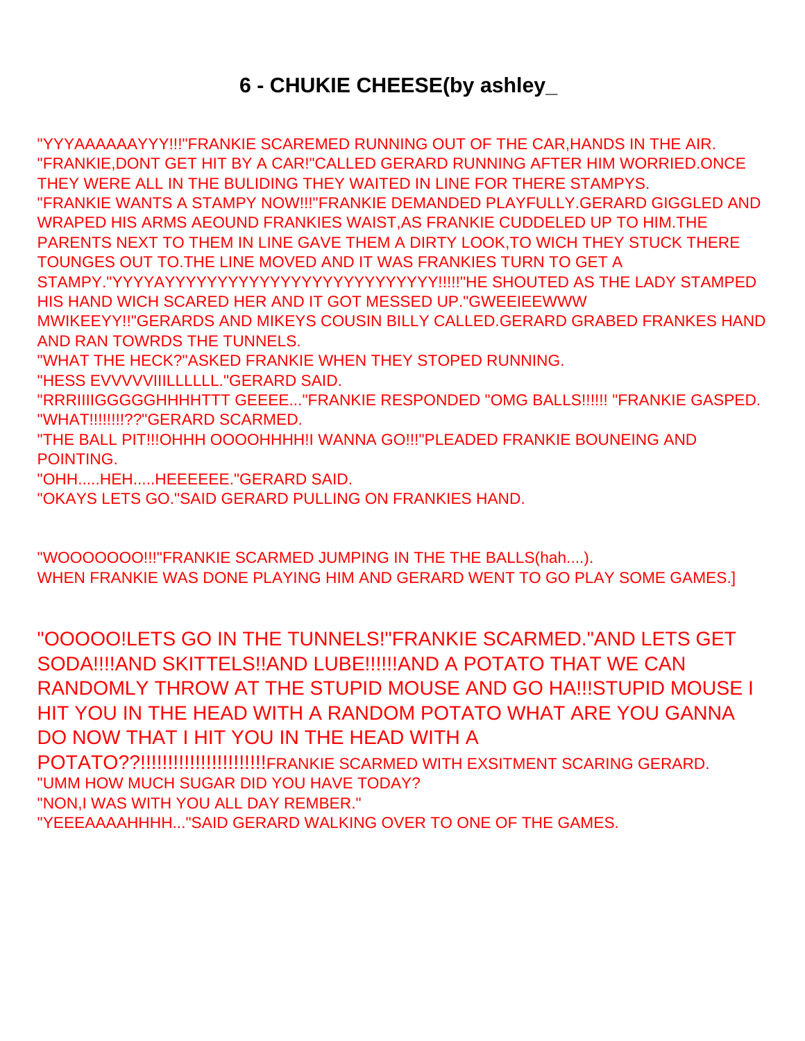# 6 - CHUKIE CHEESE(by ashley_

"YYYAAAAAAYYY!!!"FRANKIE SCAREMED RUNNING OUT OF THE CAR,HANDS IN THE AIR. "FRANKIE,DONT GET HIT BY A CAR!"CALLED GERARD RUNNING AFTER HIM WORRIED.ONCE THEY WERE ALL IN THE BULIDING THEY WAITED IN LINE FOR THERE STAMPYS.
"FRANKIE WANTS A STAMPY NOW!!!"FRANKIE DEMANDED PLAYFULLY.GERARD GIGGLED AND WRAPED HIS ARMS AEOUND FRANKIES WAIST,AS FRANKIE CUDDELED UP TO HIM.THE PARENTS NEXT TO THEM IN LINE GAVE THEM A DIRTY LOOK,TO WICH THEY STUCK THERE TOUNGES OUT TO.THE LINE MOVED AND IT WAS FRANKIES TURN TO GET A STAMPY."YYYYAYYYYYYYYYYYYYYYYYYYYYYYYYY!!!!!"HE SHOUTED AS THE LADY STAMPED HIS HAND WICH SCARED HER AND IT GOT MESSED UP."GWEEIEEWWW MWIKEEYY!!"GERARDS AND MIKEYS COUSIN BILLY CALLED.GERARD GRABED FRANKES HAND AND RAN TOWRDS THE TUNNELS.
"WHAT THE HECK?"ASKED FRANKIE WHEN THEY STOPED RUNNING.
"HESS EVVVVVIIILLLLLL."GERARD SAID.
"RRRIIIIGGGGGHHHHTTT GEEEE..."FRANKIE RESPONDED "OMG BALLS!!!!!! "FRANKIE GASPED.
"WHAT!!!!!!!!??"GERARD SCARMED.
"THE BALL PIT!!!OHHH OOOOHHHH!I WANNA GO!!!"PLEADED FRANKIE BOUNEING AND POINTING.
"OHH.....HEH.....HEEEEEE."GERARD SAID.
"OKAYS LETS GO."SAID GERARD PULLING ON FRANKIES HAND.

"WOOOOOOO!!!"FRANKIE SCARMED JUMPING IN THE THE BALLS(hah....).
WHEN FRANKIE WAS DONE PLAYING HIM AND GERARD WENT TO GO PLAY SOME GAMES.]

"OOOOO!LETS GO IN THE TUNNELS!"FRANKIE SCARMED."AND LETS GET SODA!!!!AND SKITTELS!!AND LUBE!!!!!!AND A POTATO THAT WE CAN RANDOMLY THROW AT THE STUPID MOUSE AND GO HA!!!STUPID MOUSE I HIT YOU IN THE HEAD WITH A RANDOM POTATO WHAT ARE YOU GANNA DO NOW THAT I HIT YOU IN THE HEAD WITH A POTATO??!!!!!!!!!!!!!!!!!!!!!!!FRANKIE SCARMED WITH EXSITMENT SCARING GERARD.
"UMM HOW MUCH SUGAR DID YOU HAVE TODAY?
"NON,I WAS WITH YOU ALL DAY REMBER."
"YEEEAAAAHHHH..."SAID GERARD WALKING OVER TO ONE OF THE GAMES.